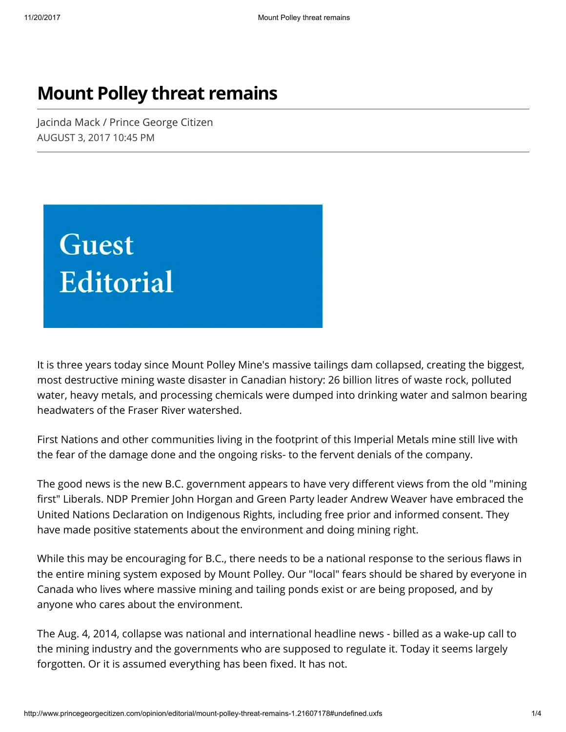# Mount Polley threat remains

Jacinda Mack / Prince George Citizen
AUGUST 3, 2017 10:45 PM

Guest Editorial

It is three years today since Mount Polley Mine's massive tailings dam collapsed, creating the biggest, most destructive mining waste disaster in Canadian history: 26 billion litres of waste rock, polluted water, heavy metals, and processing chemicals were dumped into drinking water and salmon bearing headwaters of the Fraser River watershed.

First Nations and other communities living in the footprint of this Imperial Metals mine still live with the fear of the damage done and the ongoing risks- to the fervent denials of the company.

The good news is the new B.C. government appears to have very different views from the old "mining first" Liberals. NDP Premier John Horgan and Green Party leader Andrew Weaver have embraced the United Nations Declaration on Indigenous Rights, including free prior and informed consent. They have made positive statements about the environment and doing mining right.

While this may be encouraging for B.C., there needs to be a national response to the serious flaws in the entire mining system exposed by Mount Polley. Our "local" fears should be shared by everyone in Canada who lives where massive mining and tailing ponds exist or are being proposed, and by anyone who cares about the environment.

The Aug. 4, 2014, collapse was national and international headline news - billed as a wake-up call to the mining industry and the governments who are supposed to regulate it. Today it seems largely forgotten. Or it is assumed everything has been fixed. It has not.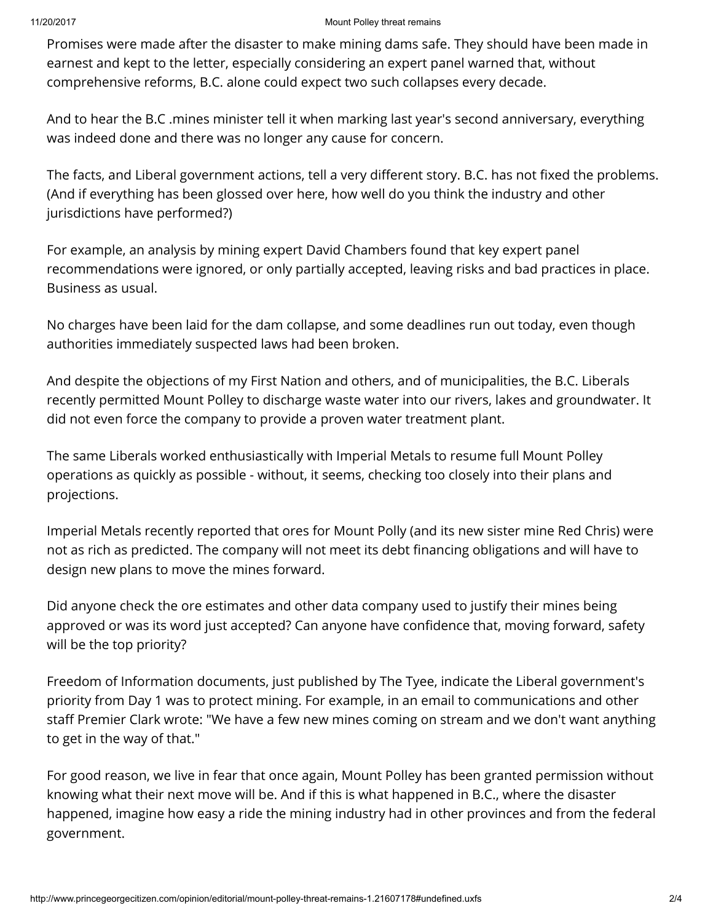Promises were made after the disaster to make mining dams safe. They should have been made in earnest and kept to the letter, especially considering an expert panel warned that, without comprehensive reforms, B.C. alone could expect two such collapses every decade.

And to hear the B.C .mines minister tell it when marking last year's second anniversary, everything was indeed done and there was no longer any cause for concern.

The facts, and Liberal government actions, tell a very different story. B.C. has not fixed the problems. (And if everything has been glossed over here, how well do you think the industry and other jurisdictions have performed?)

For example, an analysis by mining expert David Chambers found that key expert panel recommendations were ignored, or only partially accepted, leaving risks and bad practices in place. Business as usual.

No charges have been laid for the dam collapse, and some deadlines run out today, even though authorities immediately suspected laws had been broken.

And despite the objections of my First Nation and others, and of municipalities, the B.C. Liberals recently permitted Mount Polley to discharge waste water into our rivers, lakes and groundwater. It did not even force the company to provide a proven water treatment plant.

The same Liberals worked enthusiastically with Imperial Metals to resume full Mount Polley operations as quickly as possible - without, it seems, checking too closely into their plans and projections.

Imperial Metals recently reported that ores for Mount Polly (and its new sister mine Red Chris) were not as rich as predicted. The company will not meet its debt financing obligations and will have to design new plans to move the mines forward.

Did anyone check the ore estimates and other data company used to justify their mines being approved or was its word just accepted? Can anyone have confidence that, moving forward, safety will be the top priority?

Freedom of Information documents, just published by The Tyee, indicate the Liberal government's priority from Day 1 was to protect mining. For example, in an email to communications and other staff Premier Clark wrote: "We have a few new mines coming on stream and we don't want anything to get in the way of that."

For good reason, we live in fear that once again, Mount Polley has been granted permission without knowing what their next move will be. And if this is what happened in B.C., where the disaster happened, imagine how easy a ride the mining industry had in other provinces and from the federal government.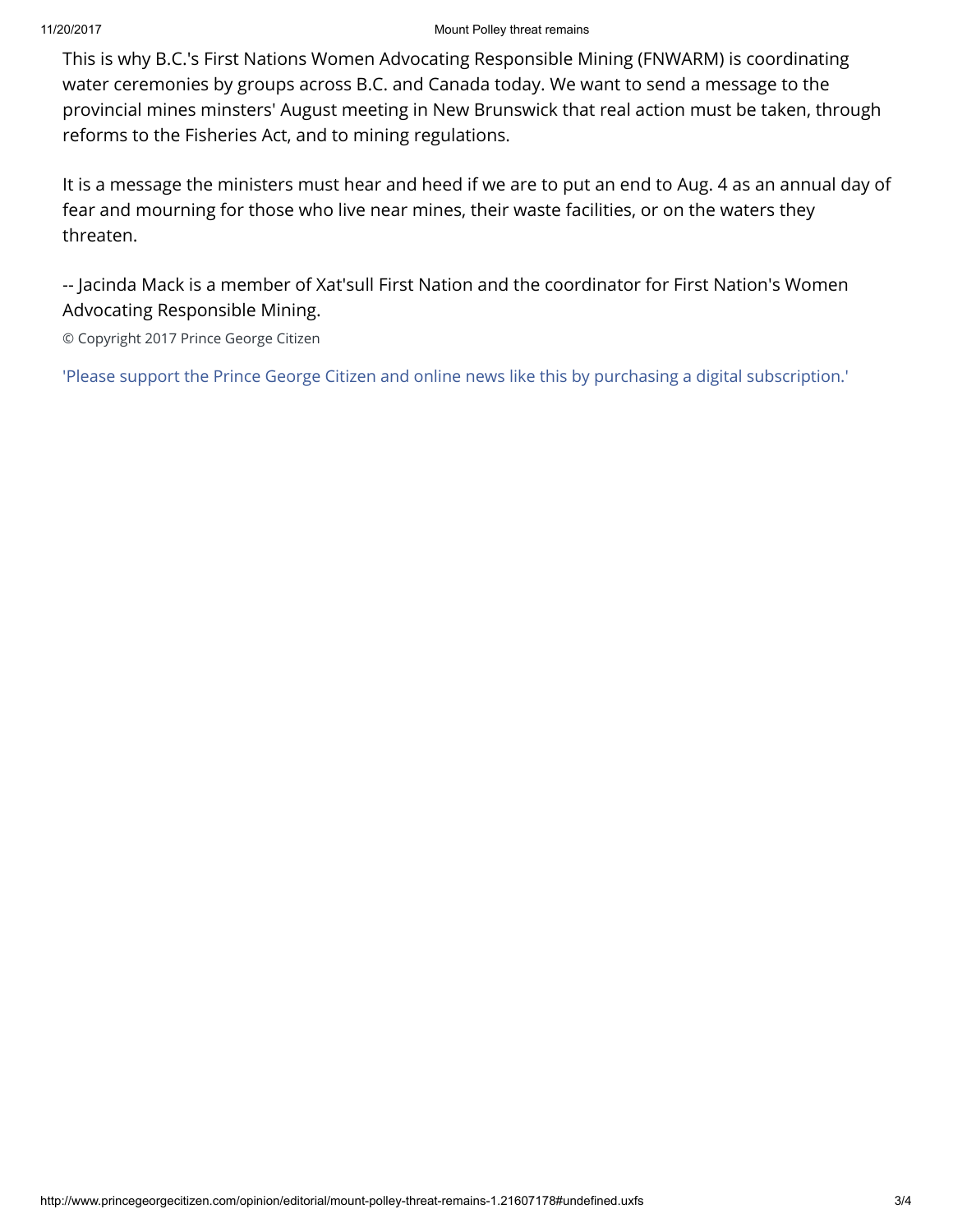This is why B.C.'s First Nations Women Advocating Responsible Mining (FNWARM) is coordinating water ceremonies by groups across B.C. and Canada today. We want to send a message to the provincial mines minsters' August meeting in New Brunswick that real action must be taken, through reforms to the Fisheries Act, and to mining regulations.

It is a message the ministers must hear and heed if we are to put an end to Aug. 4 as an annual day of fear and mourning for those who live near mines, their waste facilities, or on the waters they threaten.

-- Jacinda Mack is a member of Xat'sull First Nation and the coordinator for First Nation's Women Advocating Responsible Mining.

© Copyright 2017 Prince George Citizen

'Please support the Prince George Citizen and online news like this by purchasing a digital subscription.'